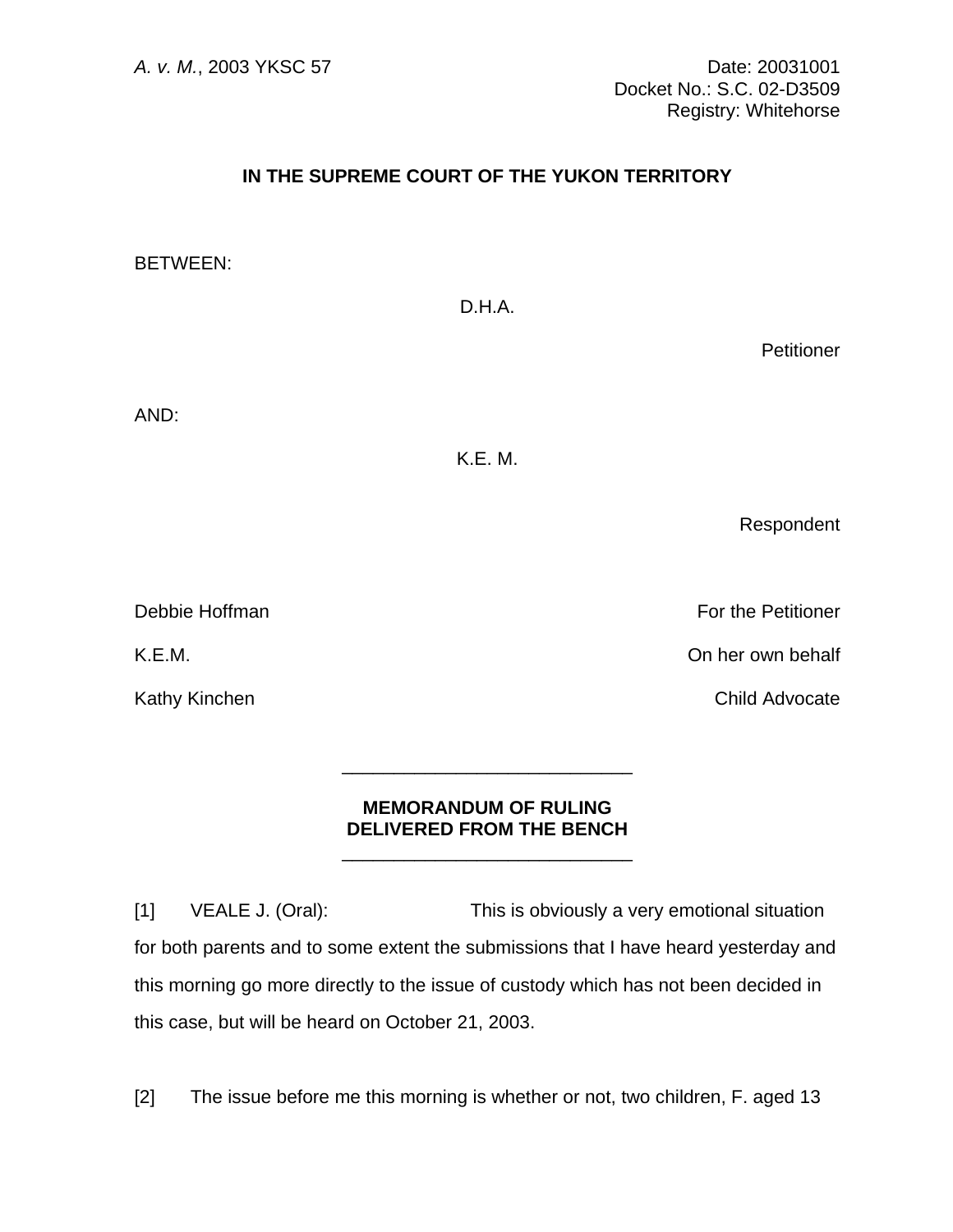*A. v. M.*, 2003 YKSC 57

Date: 20031001
Docket No.: S.C. 02-D3509
Registry: Whitehorse

**IN THE SUPREME COURT OF THE YUKON TERRITORY**

BETWEEN:

D.H.A.

Petitioner

AND:

K.E. M.

Respondent

Debbie Hoffman — For the Petitioner

K.E.M. — On her own behalf

Kathy Kinchen — Child Advocate

---

**MEMORANDUM OF RULING DELIVERED FROM THE BENCH**

---

[1] VEALE J. (Oral): This is obviously a very emotional situation for both parents and to some extent the submissions that I have heard yesterday and this morning go more directly to the issue of custody which has not been decided in this case, but will be heard on October 21, 2003.

[2] The issue before me this morning is whether or not, two children, F. aged 13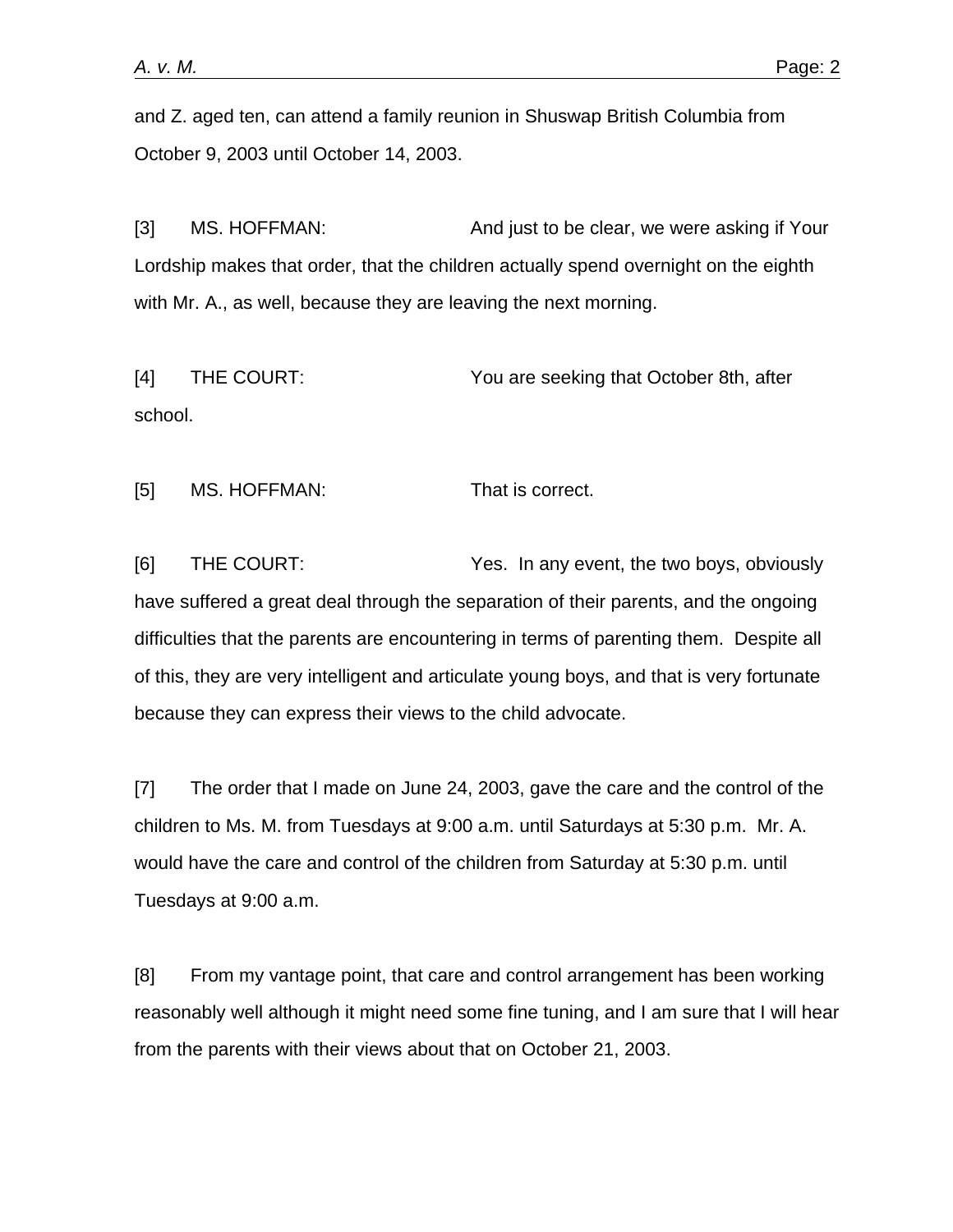and Z. aged ten, can attend a family reunion in Shuswap British Columbia from October 9, 2003 until October 14, 2003.

[3] MS. HOFFMAN: And just to be clear, we were asking if Your Lordship makes that order, that the children actually spend overnight on the eighth with Mr. A., as well, because they are leaving the next morning.

[4] THE COURT: You are seeking that October 8th, after school.

[5] MS. HOFFMAN: That is correct.

[6] THE COURT: Yes. In any event, the two boys, obviously have suffered a great deal through the separation of their parents, and the ongoing difficulties that the parents are encountering in terms of parenting them. Despite all of this, they are very intelligent and articulate young boys, and that is very fortunate because they can express their views to the child advocate.

[7] The order that I made on June 24, 2003, gave the care and the control of the children to Ms. M. from Tuesdays at 9:00 a.m. until Saturdays at 5:30 p.m. Mr. A. would have the care and control of the children from Saturday at 5:30 p.m. until Tuesdays at 9:00 a.m.

[8] From my vantage point, that care and control arrangement has been working reasonably well although it might need some fine tuning, and I am sure that I will hear from the parents with their views about that on October 21, 2003.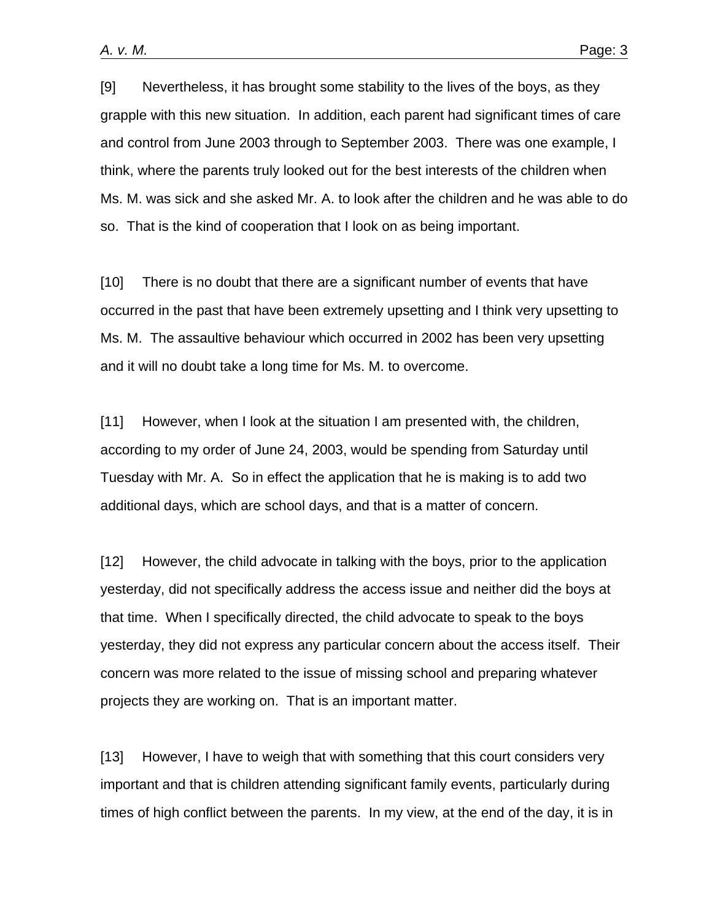[9] Nevertheless, it has brought some stability to the lives of the boys, as they grapple with this new situation. In addition, each parent had significant times of care and control from June 2003 through to September 2003. There was one example, I think, where the parents truly looked out for the best interests of the children when Ms. M. was sick and she asked Mr. A. to look after the children and he was able to do so. That is the kind of cooperation that I look on as being important.

[10] There is no doubt that there are a significant number of events that have occurred in the past that have been extremely upsetting and I think very upsetting to Ms. M. The assaultive behaviour which occurred in 2002 has been very upsetting and it will no doubt take a long time for Ms. M. to overcome.

[11] However, when I look at the situation I am presented with, the children, according to my order of June 24, 2003, would be spending from Saturday until Tuesday with Mr. A. So in effect the application that he is making is to add two additional days, which are school days, and that is a matter of concern.

[12] However, the child advocate in talking with the boys, prior to the application yesterday, did not specifically address the access issue and neither did the boys at that time. When I specifically directed, the child advocate to speak to the boys yesterday, they did not express any particular concern about the access itself. Their concern was more related to the issue of missing school and preparing whatever projects they are working on. That is an important matter.

[13] However, I have to weigh that with something that this court considers very important and that is children attending significant family events, particularly during times of high conflict between the parents. In my view, at the end of the day, it is in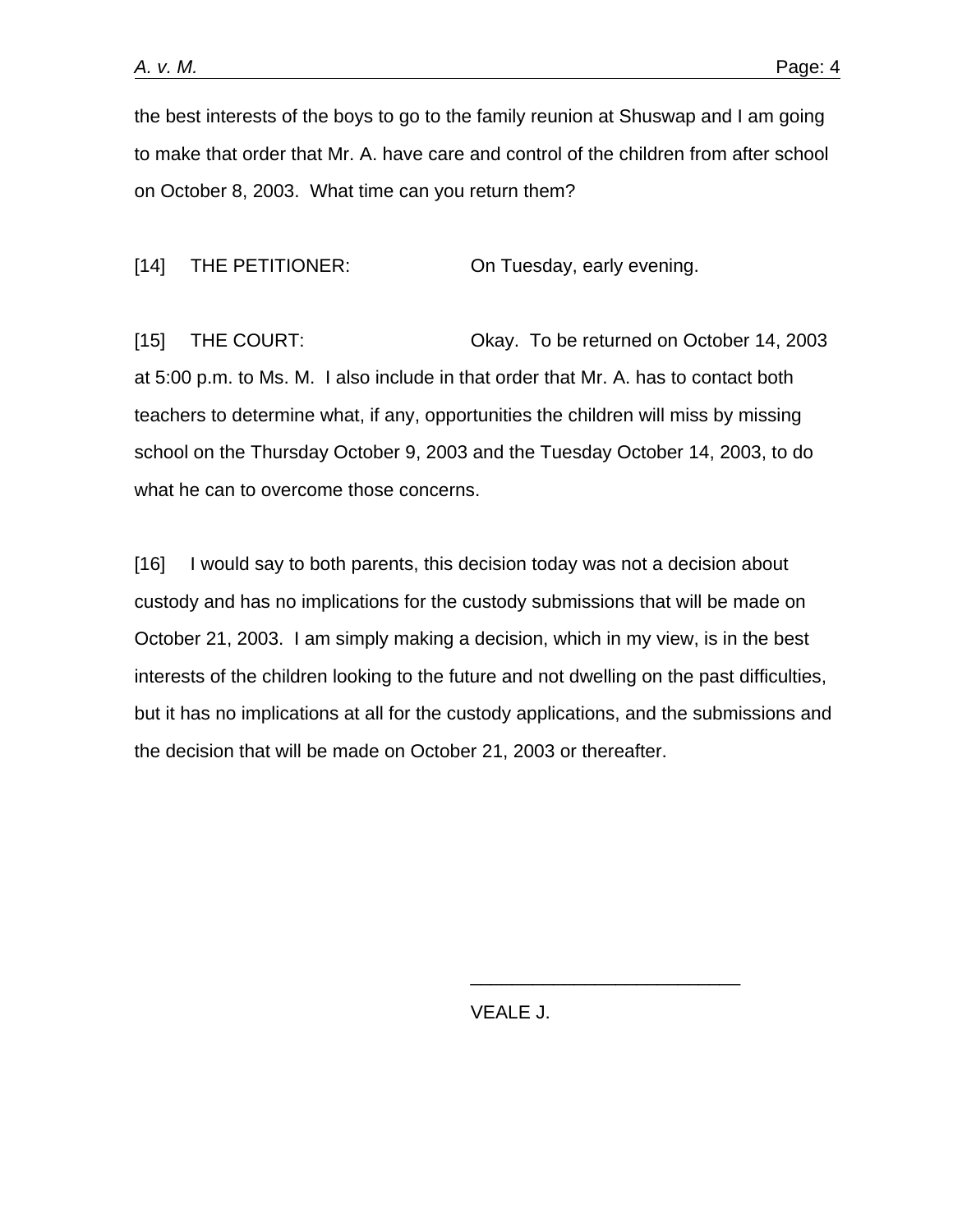the best interests of the boys to go to the family reunion at Shuswap and I am going to make that order that Mr. A. have care and control of the children from after school on October 8, 2003. What time can you return them?

[14] THE PETITIONER: On Tuesday, early evening.

[15] THE COURT: Okay. To be returned on October 14, 2003 at 5:00 p.m. to Ms. M. I also include in that order that Mr. A. has to contact both teachers to determine what, if any, opportunities the children will miss by missing school on the Thursday October 9, 2003 and the Tuesday October 14, 2003, to do what he can to overcome those concerns.

[16] I would say to both parents, this decision today was not a decision about custody and has no implications for the custody submissions that will be made on October 21, 2003. I am simply making a decision, which in my view, is in the best interests of the children looking to the future and not dwelling on the past difficulties, but it has no implications at all for the custody applications, and the submissions and the decision that will be made on October 21, 2003 or thereafter.

___________________________

VEALE J.